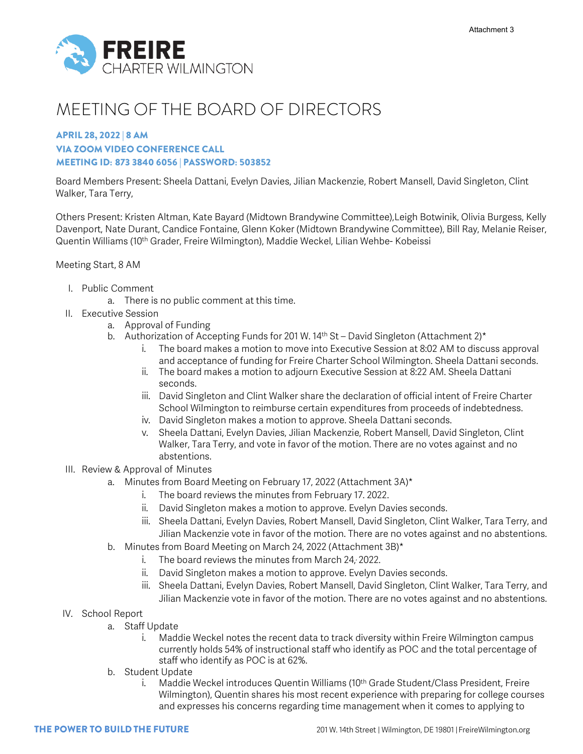Attachment 3

FREIRE
CHARTER WILMINGTON

# MEETING OF THE BOARD OF DIRECTORS

**APRIL 28, 2022 | 8 AM**
**VIA ZOOM VIDEO CONFERENCE CALL**
**MEETING ID: 873 3840 6056 | PASSWORD: 503852**

Board Members Present: Sheela Dattani, Evelyn Davies, Jilian Mackenzie, Robert Mansell, David Singleton, Clint Walker, Tara Terry,

Others Present: Kristen Altman, Kate Bayard (Midtown Brandywine Committee),Leigh Botwinik, Olivia Burgess, Kelly Davenport, Nate Durant, Candice Fontaine, Glenn Koker (Midtown Brandywine Committee), Bill Ray, Melanie Reiser, Quentin Williams (10th Grader, Freire Wilmington), Maddie Weckel, Lilian Wehbe- Kobeissi

Meeting Start, 8 AM

I. Public Comment
    a. There is no public comment at this time.
II. Executive Session
    a. Approval of Funding
    b. Authorization of Accepting Funds for 201 W. 14th St – David Singleton (Attachment 2)*
        i. The board makes a motion to move into Executive Session at 8:02 AM to discuss approval and acceptance of funding for Freire Charter School Wilmington. Sheela Dattani seconds.
        ii. The board makes a motion to adjourn Executive Session at 8:22 AM. Sheela Dattani seconds.
        iii. David Singleton and Clint Walker share the declaration of official intent of Freire Charter School Wilmington to reimburse certain expenditures from proceeds of indebtedness.
        iv. David Singleton makes a motion to approve. Sheela Dattani seconds.
        v. Sheela Dattani, Evelyn Davies, Jilian Mackenzie, Robert Mansell, David Singleton, Clint Walker, Tara Terry, and vote in favor of the motion. There are no votes against and no abstentions.
III. Review & Approval of Minutes
    a. Minutes from Board Meeting on February 17, 2022 (Attachment 3A)*
        i. The board reviews the minutes from February 17. 2022.
        ii. David Singleton makes a motion to approve. Evelyn Davies seconds.
        iii. Sheela Dattani, Evelyn Davies, Robert Mansell, David Singleton, Clint Walker, Tara Terry, and Jilian Mackenzie vote in favor of the motion. There are no votes against and no abstentions.
    b. Minutes from Board Meeting on March 24, 2022 (Attachment 3B)*
        i. The board reviews the minutes from March 24, 2022.
        ii. David Singleton makes a motion to approve. Evelyn Davies seconds.
        iii. Sheela Dattani, Evelyn Davies, Robert Mansell, David Singleton, Clint Walker, Tara Terry, and Jilian Mackenzie vote in favor of the motion. There are no votes against and no abstentions.
IV. School Report
    a. Staff Update
        i. Maddie Weckel notes the recent data to track diversity within Freire Wilmington campus currently holds 54% of instructional staff who identify as POC and the total percentage of staff who identify as POC is at 62%.
    b. Student Update
        i. Maddie Weckel introduces Quentin Williams (10th Grade Student/Class President, Freire Wilmington), Quentin shares his most recent experience with preparing for college courses and expresses his concerns regarding time management when it comes to applying to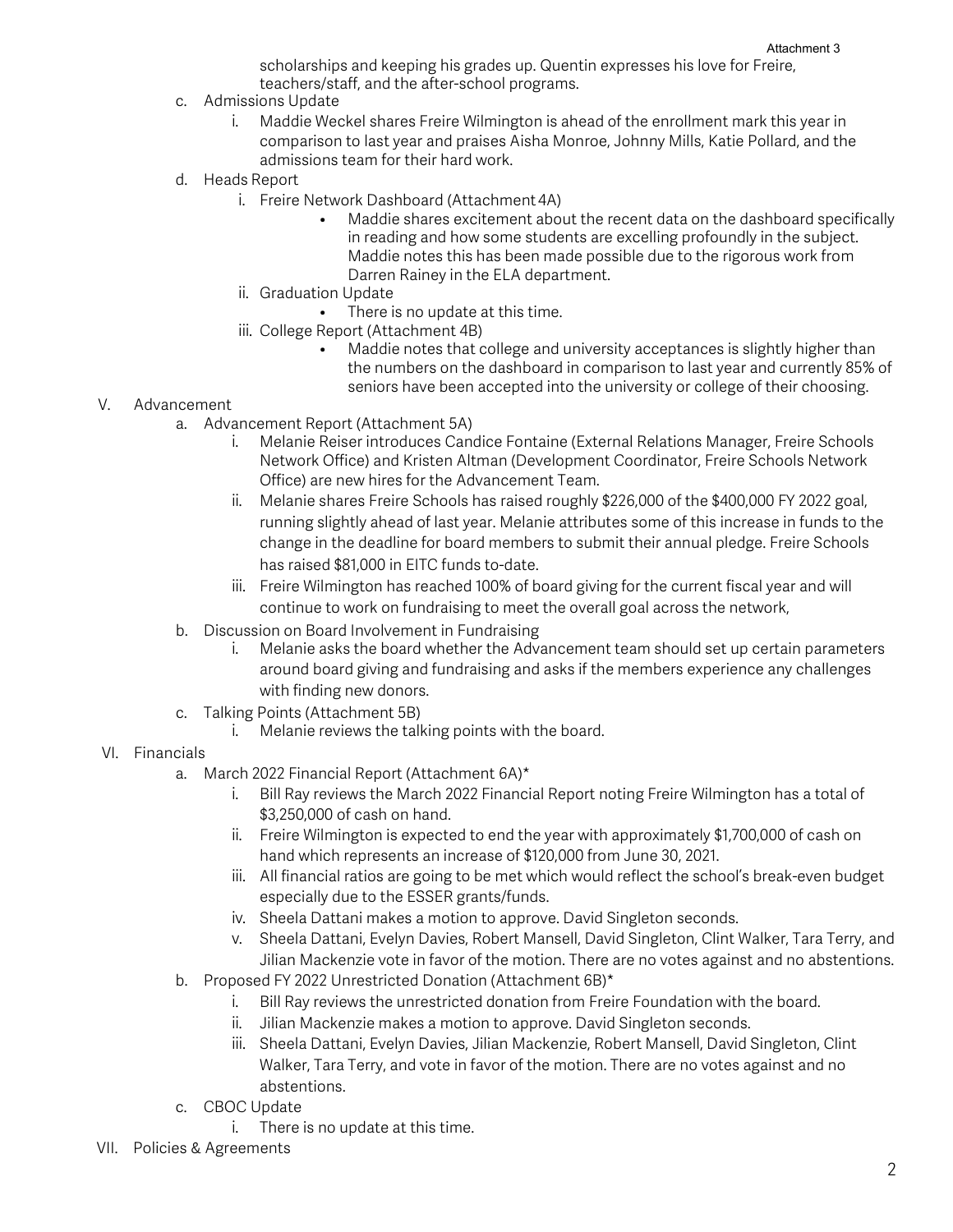scholarships and keeping his grades up. Quentin expresses his love for Freire, teachers/staff, and the after-school programs.

c. Admissions Update
   i. Maddie Weckel shares Freire Wilmington is ahead of the enrollment mark this year in comparison to last year and praises Aisha Monroe, Johnny Mills, Katie Pollard, and the admissions team for their hard work.

d. Heads Report
   i. Freire Network Dashboard (Attachment 4A)
      - Maddie shares excitement about the recent data on the dashboard specifically in reading and how some students are excelling profoundly in the subject. Maddie notes this has been made possible due to the rigorous work from Darren Rainey in the ELA department.
   ii. Graduation Update
      - There is no update at this time.
   iii. College Report (Attachment 4B)
      - Maddie notes that college and university acceptances is slightly higher than the numbers on the dashboard in comparison to last year and currently 85% of seniors have been accepted into the university or college of their choosing.

V. Advancement

a. Advancement Report (Attachment 5A)
   i. Melanie Reiser introduces Candice Fontaine (External Relations Manager, Freire Schools Network Office) and Kristen Altman (Development Coordinator, Freire Schools Network Office) are new hires for the Advancement Team.
   ii. Melanie shares Freire Schools has raised roughly $226,000 of the $400,000 FY 2022 goal, running slightly ahead of last year. Melanie attributes some of this increase in funds to the change in the deadline for board members to submit their annual pledge. Freire Schools has raised $81,000 in EITC funds to-date.
   iii. Freire Wilmington has reached 100% of board giving for the current fiscal year and will continue to work on fundraising to meet the overall goal across the network,

b. Discussion on Board Involvement in Fundraising
   i. Melanie asks the board whether the Advancement team should set up certain parameters around board giving and fundraising and asks if the members experience any challenges with finding new donors.

c. Talking Points (Attachment 5B)
   i. Melanie reviews the talking points with the board.

VI. Financials

a. March 2022 Financial Report (Attachment 6A)*
   i. Bill Ray reviews the March 2022 Financial Report noting Freire Wilmington has a total of $3,250,000 of cash on hand.
   ii. Freire Wilmington is expected to end the year with approximately $1,700,000 of cash on hand which represents an increase of $120,000 from June 30, 2021.
   iii. All financial ratios are going to be met which would reflect the school's break-even budget especially due to the ESSER grants/funds.
   iv. Sheela Dattani makes a motion to approve. David Singleton seconds.
   v. Sheela Dattani, Evelyn Davies, Robert Mansell, David Singleton, Clint Walker, Tara Terry, and Jilian Mackenzie vote in favor of the motion. There are no votes against and no abstentions.

b. Proposed FY 2022 Unrestricted Donation (Attachment 6B)*
   i. Bill Ray reviews the unrestricted donation from Freire Foundation with the board.
   ii. Jilian Mackenzie makes a motion to approve. David Singleton seconds.
   iii. Sheela Dattani, Evelyn Davies, Jilian Mackenzie, Robert Mansell, David Singleton, Clint Walker, Tara Terry, and vote in favor of the motion. There are no votes against and no abstentions.

c. CBOC Update
   i. There is no update at this time.

VII. Policies & Agreements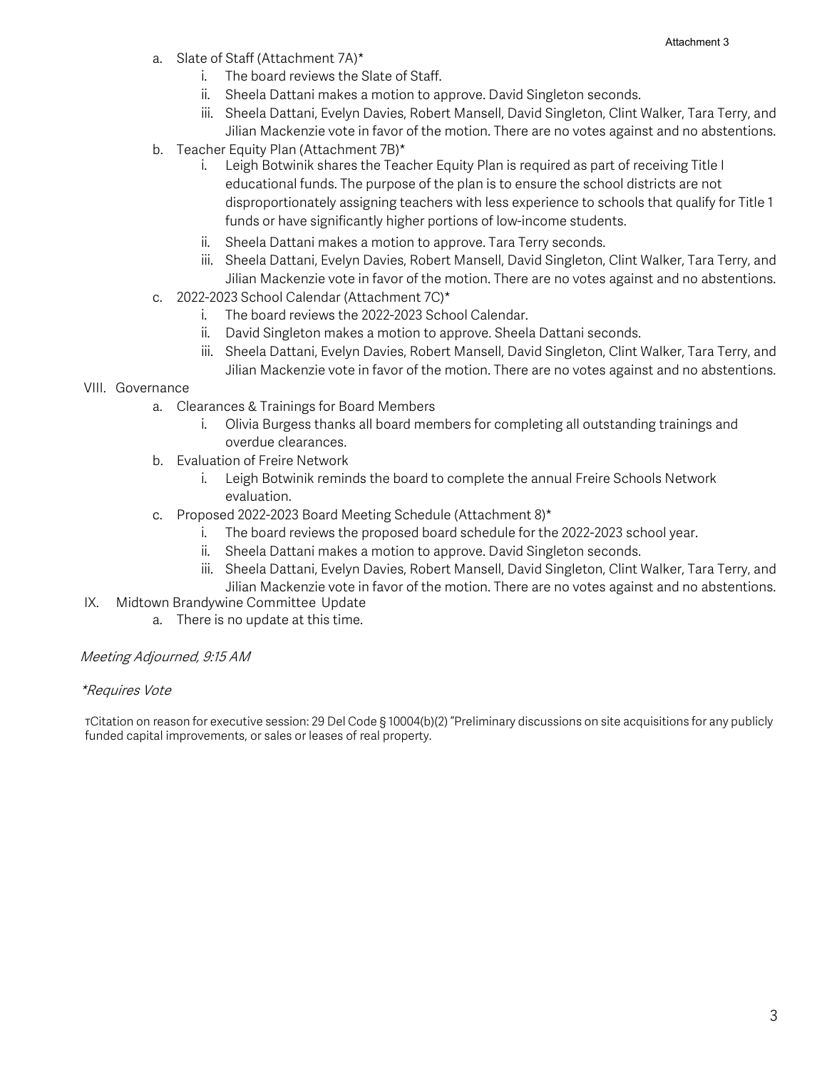a. Slate of Staff (Attachment 7A)*
   i. The board reviews the Slate of Staff.
   ii. Sheela Dattani makes a motion to approve. David Singleton seconds.
   iii. Sheela Dattani, Evelyn Davies, Robert Mansell, David Singleton, Clint Walker, Tara Terry, and Jilian Mackenzie vote in favor of the motion. There are no votes against and no abstentions.

b. Teacher Equity Plan (Attachment 7B)*
   i. Leigh Botwinik shares the Teacher Equity Plan is required as part of receiving Title I educational funds. The purpose of the plan is to ensure the school districts are not disproportionately assigning teachers with less experience to schools that qualify for Title 1 funds or have significantly higher portions of low-income students.
   ii. Sheela Dattani makes a motion to approve. Tara Terry seconds.
   iii. Sheela Dattani, Evelyn Davies, Robert Mansell, David Singleton, Clint Walker, Tara Terry, and Jilian Mackenzie vote in favor of the motion. There are no votes against and no abstentions.

c. 2022-2023 School Calendar (Attachment 7C)*
   i. The board reviews the 2022-2023 School Calendar.
   ii. David Singleton makes a motion to approve. Sheela Dattani seconds.
   iii. Sheela Dattani, Evelyn Davies, Robert Mansell, David Singleton, Clint Walker, Tara Terry, and Jilian Mackenzie vote in favor of the motion. There are no votes against and no abstentions.

VIII. Governance

a. Clearances & Trainings for Board Members
   i. Olivia Burgess thanks all board members for completing all outstanding trainings and overdue clearances.

b. Evaluation of Freire Network
   i. Leigh Botwinik reminds the board to complete the annual Freire Schools Network evaluation.

c. Proposed 2022-2023 Board Meeting Schedule (Attachment 8)*
   i. The board reviews the proposed board schedule for the 2022-2023 school year.
   ii. Sheela Dattani makes a motion to approve. David Singleton seconds.
   iii. Sheela Dattani, Evelyn Davies, Robert Mansell, David Singleton, Clint Walker, Tara Terry, and Jilian Mackenzie vote in favor of the motion. There are no votes against and no abstentions.

IX. Midtown Brandywine Committee Update

a. There is no update at this time.

*Meeting Adjourned, 9:15 AM*

*\*Requires Vote*

TCitation on reason for executive session: 29 Del Code § 10004(b)(2) "Preliminary discussions on site acquisitions for any publicly funded capital improvements, or sales or leases of real property.